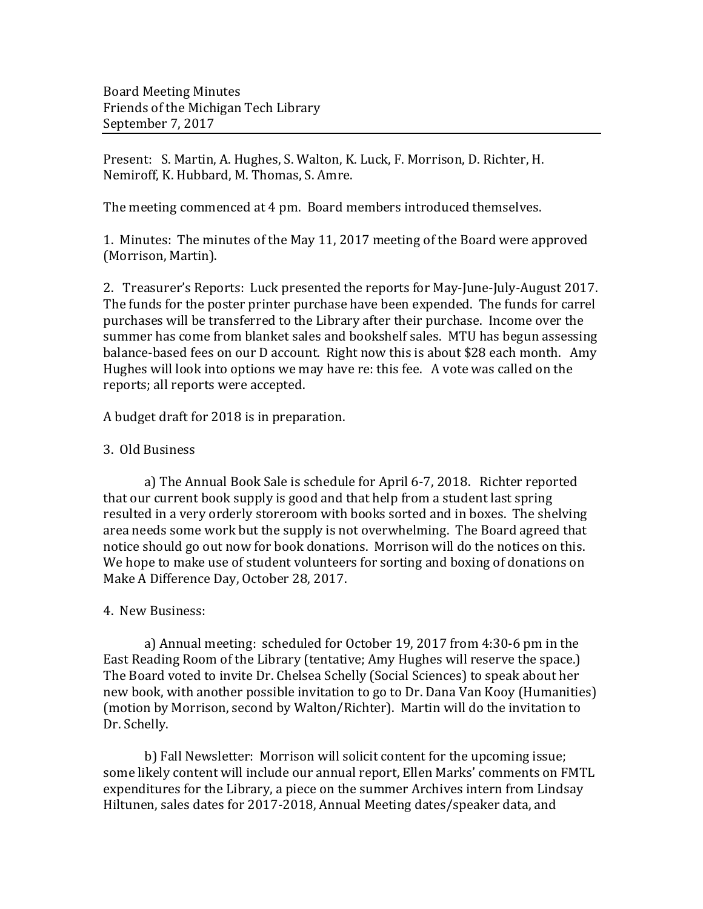Board Meeting Minutes
Friends of the Michigan Tech Library
September 7, 2017

---

Present: S. Martin, A. Hughes, S. Walton, K. Luck, F. Morrison, D. Richter, H. Nemiroff, K. Hubbard, M. Thomas, S. Amre.

The meeting commenced at 4 pm. Board members introduced themselves.

1. Minutes: The minutes of the May 11, 2017 meeting of the Board were approved (Morrison, Martin).

2. Treasurer's Reports: Luck presented the reports for May-June-July-August 2017. The funds for the poster printer purchase have been expended. The funds for carrel purchases will be transferred to the Library after their purchase. Income over the summer has come from blanket sales and bookshelf sales. MTU has begun assessing balance-based fees on our D account. Right now this is about $28 each month. Amy Hughes will look into options we may have re: this fee. A vote was called on the reports; all reports were accepted.

A budget draft for 2018 is in preparation.

3. Old Business

a) The Annual Book Sale is schedule for April 6-7, 2018. Richter reported that our current book supply is good and that help from a student last spring resulted in a very orderly storeroom with books sorted and in boxes. The shelving area needs some work but the supply is not overwhelming. The Board agreed that notice should go out now for book donations. Morrison will do the notices on this. We hope to make use of student volunteers for sorting and boxing of donations on Make A Difference Day, October 28, 2017.

4. New Business:

a) Annual meeting: scheduled for October 19, 2017 from 4:30-6 pm in the East Reading Room of the Library (tentative; Amy Hughes will reserve the space.) The Board voted to invite Dr. Chelsea Schelly (Social Sciences) to speak about her new book, with another possible invitation to go to Dr. Dana Van Kooy (Humanities) (motion by Morrison, second by Walton/Richter). Martin will do the invitation to Dr. Schelly.

b) Fall Newsletter: Morrison will solicit content for the upcoming issue; some likely content will include our annual report, Ellen Marks' comments on FMTL expenditures for the Library, a piece on the summer Archives intern from Lindsay Hiltunen, sales dates for 2017-2018, Annual Meeting dates/speaker data, and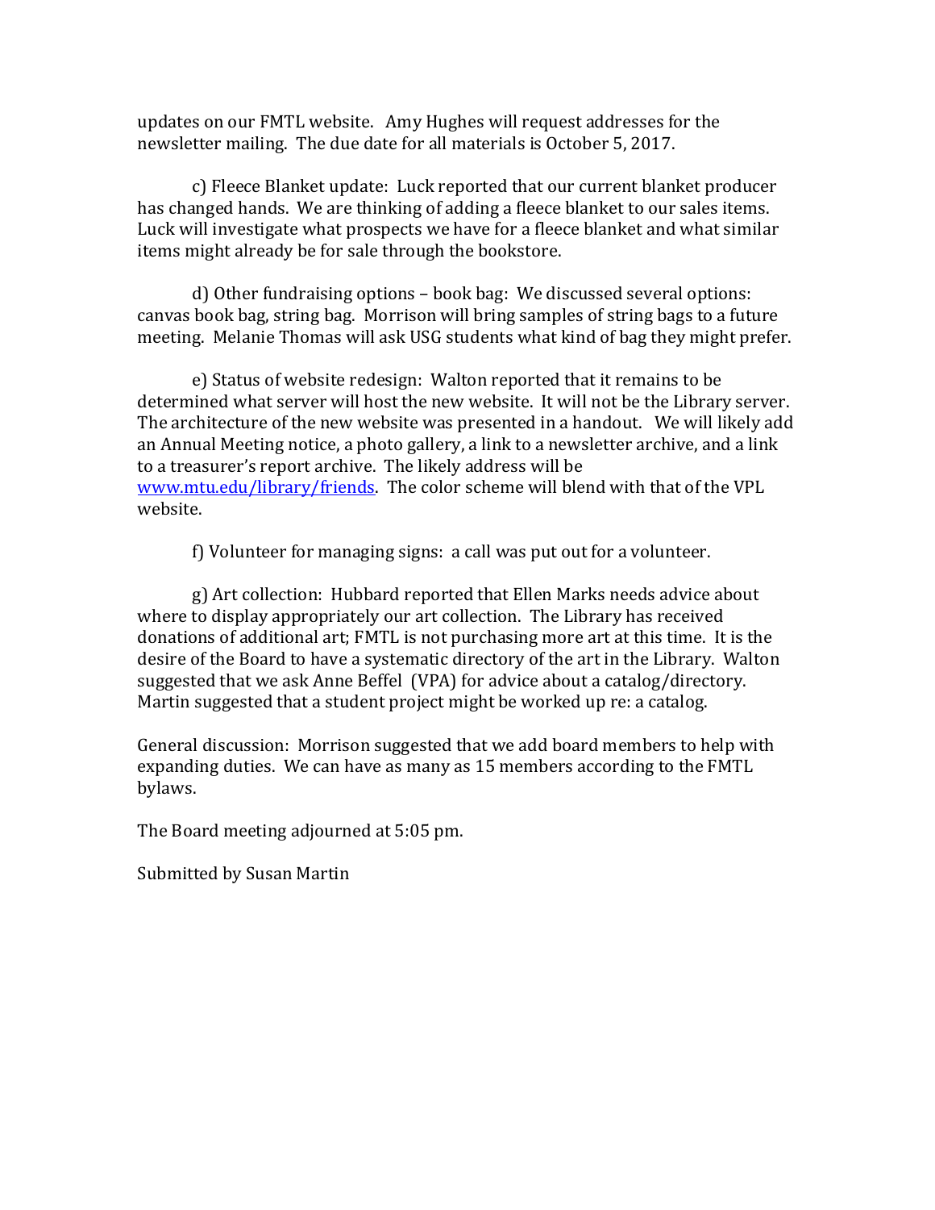updates on our FMTL website. Amy Hughes will request addresses for the newsletter mailing. The due date for all materials is October 5, 2017.

c) Fleece Blanket update: Luck reported that our current blanket producer has changed hands. We are thinking of adding a fleece blanket to our sales items. Luck will investigate what prospects we have for a fleece blanket and what similar items might already be for sale through the bookstore.

d) Other fundraising options – book bag: We discussed several options: canvas book bag, string bag. Morrison will bring samples of string bags to a future meeting. Melanie Thomas will ask USG students what kind of bag they might prefer.

e) Status of website redesign: Walton reported that it remains to be determined what server will host the new website. It will not be the Library server. The architecture of the new website was presented in a handout. We will likely add an Annual Meeting notice, a photo gallery, a link to a newsletter archive, and a link to a treasurer's report archive. The likely address will be [www.mtu.edu/library/friends](www.mtu.edu/library/friends). The color scheme will blend with that of the VPL website.

f) Volunteer for managing signs: a call was put out for a volunteer.

g) Art collection: Hubbard reported that Ellen Marks needs advice about where to display appropriately our art collection. The Library has received donations of additional art; FMTL is not purchasing more art at this time. It is the desire of the Board to have a systematic directory of the art in the Library. Walton suggested that we ask Anne Beffel (VPA) for advice about a catalog/directory. Martin suggested that a student project might be worked up re: a catalog.

General discussion: Morrison suggested that we add board members to help with expanding duties. We can have as many as 15 members according to the FMTL bylaws.

The Board meeting adjourned at 5:05 pm.

Submitted by Susan Martin